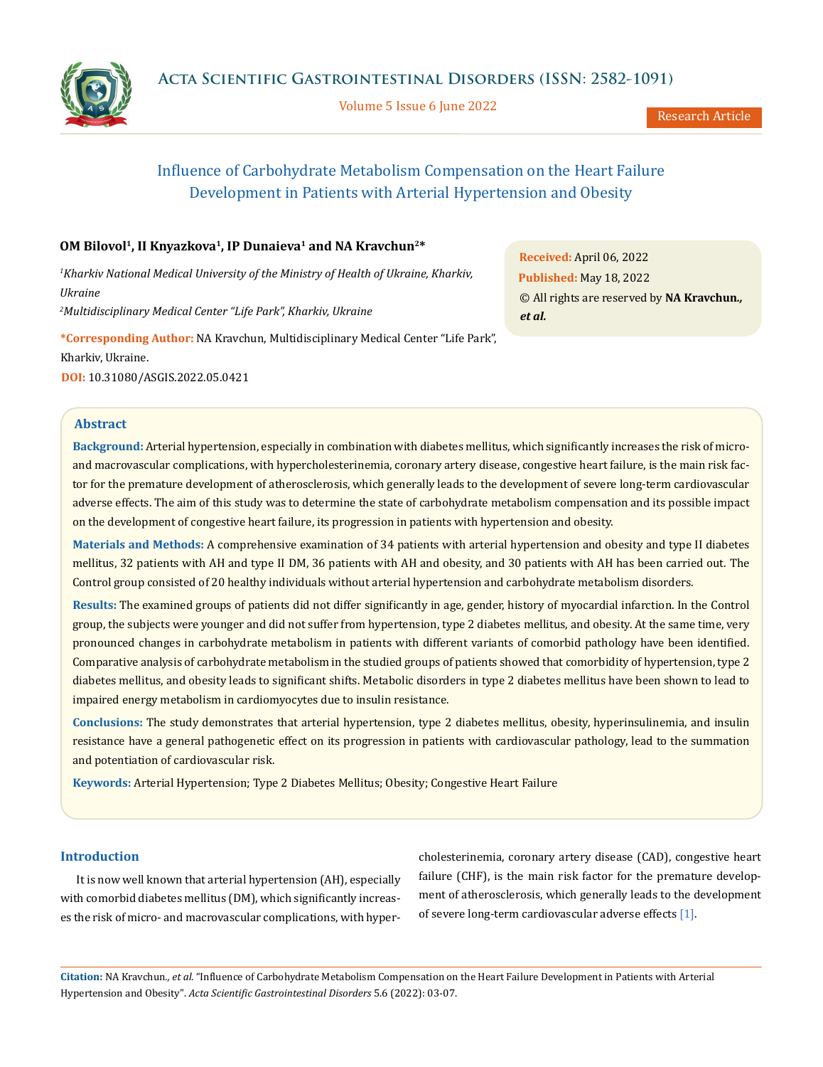# Influence of Carbohydrate Metabolism Compensation on the Heart Failure Development in Patients with Arterial Hypertension and Obesity

**OM Bilovol[1], II Knyazkova[1], IP Dunaieva[1] and NA Kravchun[2]***

[1]*Kharkiv National Medical University of the Ministry of Health of Ukraine, Kharkiv, Ukraine*

[2]*Multidisciplinary Medical Center "Life Park", Kharkiv, Ukraine*

***Corresponding Author:** NA Kravchun, Multidisciplinary Medical Center "Life Park", Kharkiv, Ukraine.

**DOI:** 10.31080/ASGIS.2022.05.0421

**Received:** April 06, 2022

**Published:** May 18, 2022

© All rights are reserved by **NA Kravchun., *et al.***

## Abstract

**Background:** Arterial hypertension, especially in combination with diabetes mellitus, which significantly increases the risk of micro- and macrovascular complications, with hypercholesterinemia, coronary artery disease, congestive heart failure, is the main risk factor for the premature development of atherosclerosis, which generally leads to the development of severe long-term cardiovascular adverse effects. The aim of this study was to determine the state of carbohydrate metabolism compensation and its possible impact on the development of congestive heart failure, its progression in patients with hypertension and obesity.

**Materials and Methods:** A comprehensive examination of 34 patients with arterial hypertension and obesity and type II diabetes mellitus, 32 patients with AH and type II DM, 36 patients with AH and obesity, and 30 patients with AH has been carried out. The Control group consisted of 20 healthy individuals without arterial hypertension and carbohydrate metabolism disorders.

**Results:** The examined groups of patients did not differ significantly in age, gender, history of myocardial infarction. In the Control group, the subjects were younger and did not suffer from hypertension, type 2 diabetes mellitus, and obesity. At the same time, very pronounced changes in carbohydrate metabolism in patients with different variants of comorbid pathology have been identified. Comparative analysis of carbohydrate metabolism in the studied groups of patients showed that comorbidity of hypertension, type 2 diabetes mellitus, and obesity leads to significant shifts. Metabolic disorders in type 2 diabetes mellitus have been shown to lead to impaired energy metabolism in cardiomyocytes due to insulin resistance.

**Conclusions:** The study demonstrates that arterial hypertension, type 2 diabetes mellitus, obesity, hyperinsulinemia, and insulin resistance have a general pathogenetic effect on its progression in patients with cardiovascular pathology, lead to the summation and potentiation of cardiovascular risk.

**Keywords:** Arterial Hypertension; Type 2 Diabetes Mellitus; Obesity; Congestive Heart Failure

## Introduction

It is now well known that arterial hypertension (AH), especially with comorbid diabetes mellitus (DM), which significantly increases the risk of micro- and macrovascular complications, with hypercholesterinemia, coronary artery disease (CAD), congestive heart failure (CHF), is the main risk factor for the premature development of atherosclerosis, which generally leads to the development of severe long-term cardiovascular adverse effects [1].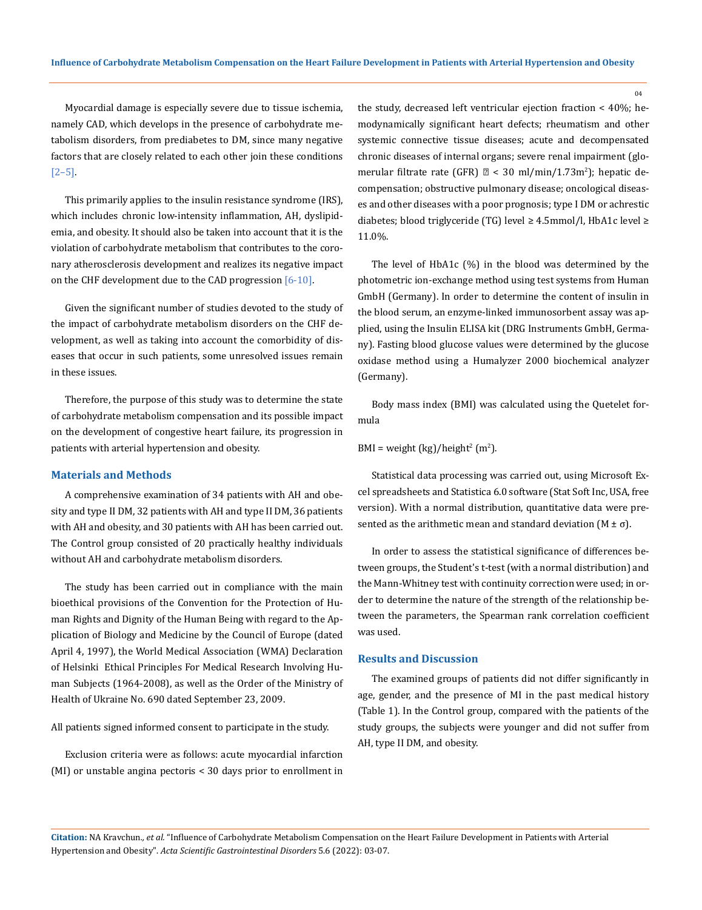Myocardial damage is especially severe due to tissue ischemia, namely CAD, which develops in the presence of carbohydrate metabolism disorders, from prediabetes to DM, since many negative factors that are closely related to each other join these conditions [2–5].

This primarily applies to the insulin resistance syndrome (IRS), which includes chronic low-intensity inflammation, AH, dyslipidemia, and obesity. It should also be taken into account that it is the violation of carbohydrate metabolism that contributes to the coronary atherosclerosis development and realizes its negative impact on the CHF development due to the CAD progression [6-10].

Given the significant number of studies devoted to the study of the impact of carbohydrate metabolism disorders on the CHF development, as well as taking into account the comorbidity of diseases that occur in such patients, some unresolved issues remain in these issues.

Therefore, the purpose of this study was to determine the state of carbohydrate metabolism compensation and its possible impact on the development of congestive heart failure, its progression in patients with arterial hypertension and obesity.

## Materials and Methods

A comprehensive examination of 34 patients with AH and obesity and type II DM, 32 patients with AH and type II DM, 36 patients with AH and obesity, and 30 patients with AH has been carried out. The Control group consisted of 20 practically healthy individuals without AH and carbohydrate metabolism disorders.

The study has been carried out in compliance with the main bioethical provisions of the Convention for the Protection of Human Rights and Dignity of the Human Being with regard to the Application of Biology and Medicine by the Council of Europe (dated April 4, 1997), the World Medical Association (WMA) Declaration of Helsinki Ethical Principles For Medical Research Involving Human Subjects (1964-2008), as well as the Order of the Ministry of Health of Ukraine No. 690 dated September 23, 2009.

All patients signed informed consent to participate in the study.

Exclusion criteria were as follows: acute myocardial infarction (MI) or unstable angina pectoris < 30 days prior to enrollment in the study, decreased left ventricular ejection fraction < 40%; hemodynamically significant heart defects; rheumatism and other systemic connective tissue diseases; acute and decompensated chronic diseases of internal organs; severe renal impairment (glomerular filtrate rate (GFR) < 30 ml/min/1.73m$^2$); hepatic decompensation; obstructive pulmonary disease; oncological diseases and other diseases with a poor prognosis; type I DM or achrestic diabetes; blood triglyceride (TG) level ≥ 4.5mmol/l, HbA1c level ≥ 11.0%.

The level of HbA1c (%) in the blood was determined by the photometric ion-exchange method using test systems from Human GmbH (Germany). In order to determine the content of insulin in the blood serum, an enzyme-linked immunosorbent assay was applied, using the Insulin ELISA kit (DRG Instruments GmbH, Germany). Fasting blood glucose values were determined by the glucose oxidase method using a Humalyzer 2000 biochemical analyzer (Germany).

Body mass index (BMI) was calculated using the Quetelet formula

BMI = weight (kg)/height$^2$ (m$^2$).

Statistical data processing was carried out, using Microsoft Excel spreadsheets and Statistica 6.0 software (Stat Soft Inc, USA, free version). With a normal distribution, quantitative data were presented as the arithmetic mean and standard deviation (M ± σ).

In order to assess the statistical significance of differences between groups, the Student's t-test (with a normal distribution) and the Mann-Whitney test with continuity correction were used; in order to determine the nature of the strength of the relationship between the parameters, the Spearman rank correlation coefficient was used.

## Results and Discussion

The examined groups of patients did not differ significantly in age, gender, and the presence of MI in the past medical history (Table 1). In the Control group, compared with the patients of the study groups, the subjects were younger and did not suffer from AH, type II DM, and obesity.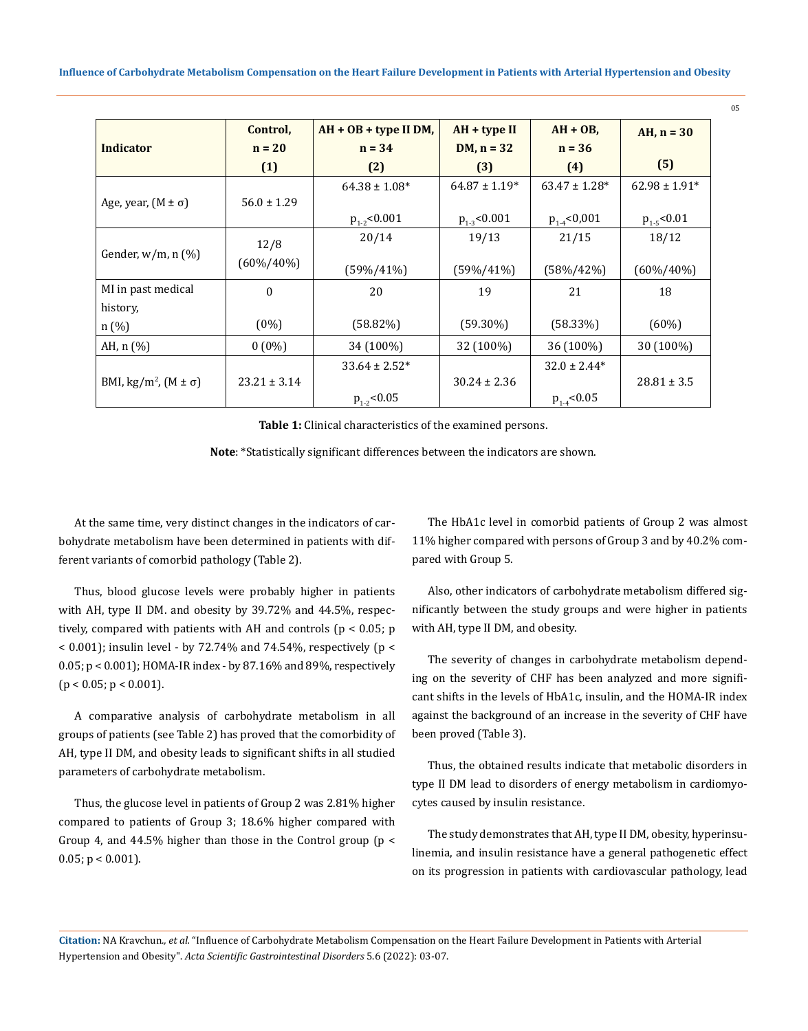| Indicator | Control, n = 20 (1) | AH + OB + type II DM, n = 34 (2) | AH + type II DM, n = 32 (3) | AH + OB, n = 36 (4) | AH, n = 30 (5) |
|---|---|---|---|---|---|
| Age, year, (M ± σ) | 56.0 ± 1.29 | 64.38 ± 1.08* $p_{1-2}<0.001$ | 64.87 ± 1.19* $p_{1-3}<0.001$ | 63.47 ± 1.28* $p_{1-4}<0,001$ | 62.98 ± 1.91* $p_{1-5}<0.01$ |
| Gender, w/m, n (%) | 12/8 (60%/40%) | 20/14 (59%/41%) | 19/13 (59%/41%) | 21/15 (58%/42%) | 18/12 (60%/40%) |
| MI in past medical history, n (%) | 0 (0%) | 20 (58.82%) | 19 (59.30%) | 21 (58.33%) | 18 (60%) |
| AH, n (%) | 0 (0%) | 34 (100%) | 32 (100%) | 36 (100%) | 30 (100%) |
| BMI, kg/m$^2$, (M ± σ) | 23.21 ± 3.14 | 33.64 ± 2.52* $p_{1-2}<0.05$ | 30.24 ± 2.36 | 32.0 ± 2.44* $p_{1-4}<0.05$ | 28.81 ± 3.5 |

**Table 1:** Clinical characteristics of the examined persons.

**Note**: *Statistically significant differences between the indicators are shown.

At the same time, very distinct changes in the indicators of carbohydrate metabolism have been determined in patients with different variants of comorbid pathology (Table 2).

Thus, blood glucose levels were probably higher in patients with AH, type II DM. and obesity by 39.72% and 44.5%, respectively, compared with patients with AH and controls ($p < 0.05$; $p < 0.001$); insulin level - by 72.74% and 74.54%, respectively ($p < 0.05$; $p < 0.001$); HOMA-IR index - by 87.16% and 89%, respectively ($p < 0.05$; $p < 0.001$).

A comparative analysis of carbohydrate metabolism in all groups of patients (see Table 2) has proved that the comorbidity of AH, type II DM, and obesity leads to significant shifts in all studied parameters of carbohydrate metabolism.

Thus, the glucose level in patients of Group 2 was 2.81% higher compared to patients of Group 3; 18.6% higher compared with Group 4, and 44.5% higher than those in the Control group ($p < 0.05$; $p < 0.001$).

The HbA1c level in comorbid patients of Group 2 was almost 11% higher compared with persons of Group 3 and by 40.2% compared with Group 5.

Also, other indicators of carbohydrate metabolism differed significantly between the study groups and were higher in patients with AH, type II DM, and obesity.

The severity of changes in carbohydrate metabolism depending on the severity of CHF has been analyzed and more significant shifts in the levels of HbA1c, insulin, and the HOMA-IR index against the background of an increase in the severity of CHF have been proved (Table 3).

Thus, the obtained results indicate that metabolic disorders in type II DM lead to disorders of energy metabolism in cardiomyocytes caused by insulin resistance.

The study demonstrates that AH, type II DM, obesity, hyperinsulinemia, and insulin resistance have a general pathogenetic effect on its progression in patients with cardiovascular pathology, lead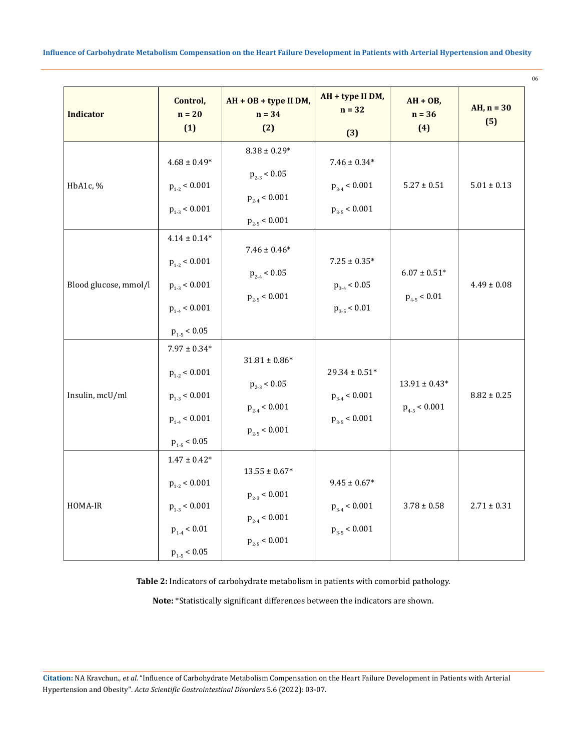| Indicator | Control, n = 20 (1) | AH + OB + type II DM, n = 34 (2) | AH + type II DM, n = 32 (3) | AH + OB, n = 36 (4) | AH, n = 30 (5) |
|---|---|---|---|---|---|
| HbA1c, % | 4.68 ± 0.49* $p_{1-2} < 0.001$ $p_{1-3} < 0.001$ | 8.38 ± 0.29* $p_{2-3} < 0.05$ $p_{2-4} < 0.001$ $p_{2-5} < 0.001$ | 7.46 ± 0.34* $p_{3-4} < 0.001$ $p_{3-5} < 0.001$ | 5.27 ± 0.51 | 5.01 ± 0.13 |
| Blood glucose, mmol/l | 4.14 ± 0.14* $p_{1-2} < 0.001$ $p_{1-3} < 0.001$ $p_{1-4} < 0.001$ $p_{1-5} < 0.05$ | 7.46 ± 0.46* $p_{2-4} < 0.05$ $p_{2-5} < 0.001$ | 7.25 ± 0.35* $p_{3-4} < 0.05$ $p_{3-5} < 0.01$ | 6.07 ± 0.51* $p_{4-5} < 0.01$ | 4.49 ± 0.08 |
| Insulin, mcU/ml | 7.97 ± 0.34* $p_{1-2} < 0.001$ $p_{1-3} < 0.001$ $p_{1-4} < 0.001$ $p_{1-5} < 0.05$ | 31.81 ± 0.86* $p_{2-3} < 0.05$ $p_{2-4} < 0.001$ $p_{2-5} < 0.001$ | 29.34 ± 0.51* $p_{3-4} < 0.001$ $p_{3-5} < 0.001$ | 13.91 ± 0.43* $p_{4-5} < 0.001$ | 8.82 ± 0.25 |
| HOMA-IR | 1.47 ± 0.42* $p_{1-2} < 0.001$ $p_{1-3} < 0.001$ $p_{1-4} < 0.01$ $p_{1-5} < 0.05$ | 13.55 ± 0.67* $p_{2-3} < 0.001$ $p_{2-4} < 0.001$ $p_{2-5} < 0.001$ | 9.45 ± 0.67* $p_{3-4} < 0.001$ $p_{3-5} < 0.001$ | 3.78 ± 0.58 | 2.71 ± 0.31 |

**Table 2:** Indicators of carbohydrate metabolism in patients with comorbid pathology.

**Note:** *Statistically significant differences between the indicators are shown.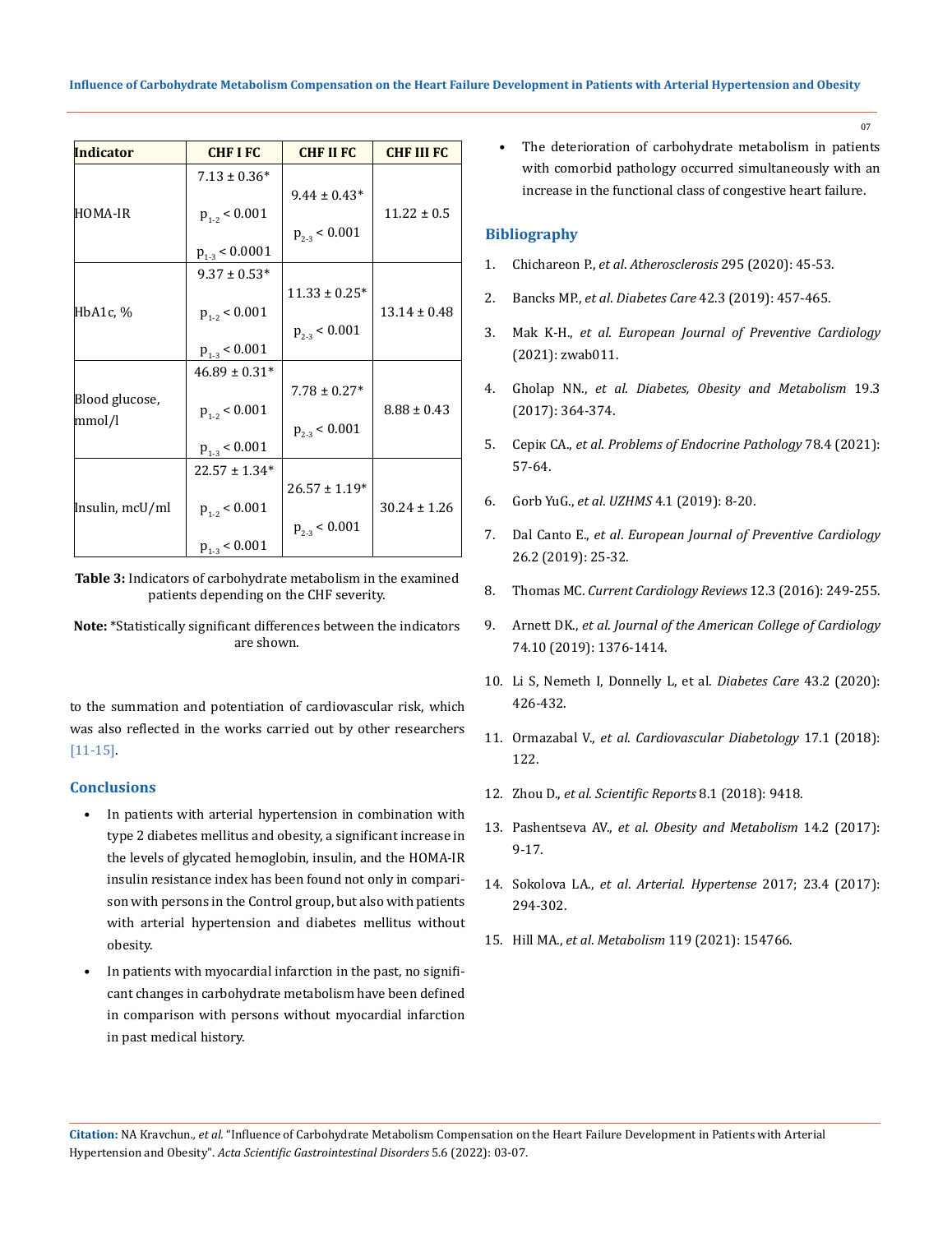| Indicator | CHF I FC | CHF II FC | CHF III FC |
|---|---|---|---|
| HOMA-IR | 7.13 ± 0.36* $p_{1-2} < 0.001$ $p_{1-3} < 0.0001$ | 9.44 ± 0.43* $p_{2-3} < 0.001$ | 11.22 ± 0.5 |
| HbA1c, % | 9.37 ± 0.53* $p_{1-2} < 0.001$ $p_{1-3} < 0.001$ | 11.33 ± 0.25* $p_{2-3} < 0.001$ | 13.14 ± 0.48 |
| Blood glucose, mmol/l | 46.89 ± 0.31* $p_{1-2} < 0.001$ $p_{1-3} < 0.001$ | 7.78 ± 0.27* $p_{2-3} < 0.001$ | 8.88 ± 0.43 |
| Insulin, mcU/ml | 22.57 ± 1.34* $p_{1-2} < 0.001$ $p_{1-3} < 0.001$ | 26.57 ± 1.19* $p_{2-3} < 0.001$ | 30.24 ± 1.26 |

**Table 3:** Indicators of carbohydrate metabolism in the examined patients depending on the CHF severity.

**Note:** *Statistically significant differences between the indicators are shown.

to the summation and potentiation of cardiovascular risk, which was also reflected in the works carried out by other researchers [11-15].

## Conclusions

- In patients with arterial hypertension in combination with type 2 diabetes mellitus and obesity, a significant increase in the levels of glycated hemoglobin, insulin, and the HOMA-IR insulin resistance index has been found not only in comparison with persons in the Control group, but also with patients with arterial hypertension and diabetes mellitus without obesity.
- In patients with myocardial infarction in the past, no significant changes in carbohydrate metabolism have been defined in comparison with persons without myocardial infarction in past medical history.
- The deterioration of carbohydrate metabolism in patients with comorbid pathology occurred simultaneously with an increase in the functional class of congestive heart failure.

## Bibliography

1. Chichareon P., *et al*. *Atherosclerosis* 295 (2020): 45-53.
2. Bancks MP., *et al*. *Diabetes Care* 42.3 (2019): 457-465.
3. Mak K-H., *et al*. *European Journal of Preventive Cardiology* (2021): zwab011.
4. Gholap NN., *et al*. *Diabetes, Obesity and Metabolism* 19.3 (2017): 364-374.
5. Серік СА., *et al*. *Problems of Endocrine Pathology* 78.4 (2021): 57-64.
6. Gorb YuG., *et al*. *UZHMS* 4.1 (2019): 8-20.
7. Dal Canto E., *et al*. *European Journal of Preventive Cardiology* 26.2 (2019): 25-32.
8. Thomas MC. *Current Cardiology Reviews* 12.3 (2016): 249-255.
9. Arnett DK., *et al*. *Journal of the American College of Cardiology* 74.10 (2019): 1376-1414.
10. Li S, Nemeth I, Donnelly L, et al. *Diabetes Care* 43.2 (2020): 426-432.
11. Ormazabal V., *et al*. *Cardiovascular Diabetology* 17.1 (2018): 122.
12. Zhou D., *et al*. *Scientific Reports* 8.1 (2018): 9418.
13. Pashentseva AV., *et al*. *Obesity and Metabolism* 14.2 (2017): 9-17.
14. Sokolova LA., *et al*. *Arterial. Hypertense* 2017; 23.4 (2017): 294-302.
15. Hill MA., *et al*. *Metabolism* 119 (2021): 154766.